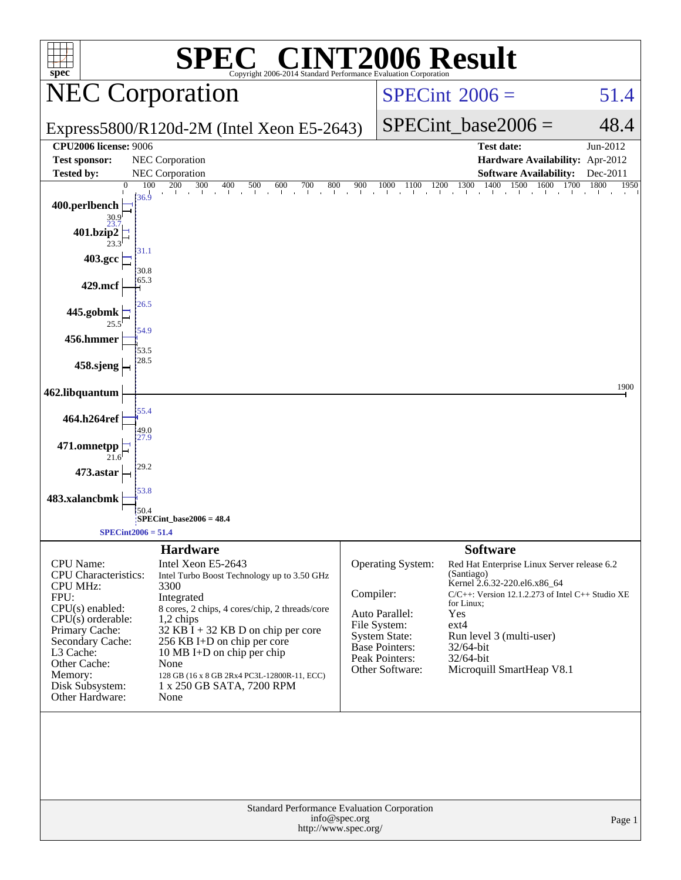# SPEC CINT2006 Result

Copyright 2006-2014 Standard Performance Evaluation Corporation

## NEC Corporation

Express5800/R120d-2M (Intel Xeon E5-2643)

SPECint 2006 = 51.4

SPECint_base2006 = 48.4

| | | | |
|---|---|---|---|
| **CPU2006 license:** 9006 | | **Test date:** | Jun-2012 |
| **Test sponsor:** | NEC Corporation | **Hardware Availability:** | Apr-2012 |
| **Tested by:** | NEC Corporation | **Software Availability:** | Dec-2011 |

| Benchmark | Peak | Base |
|---|---|---|
| 400.perlbench | 36.9 | 30.9 |
| 401.bzip2 | 23.7 | 23.3 |
| 403.gcc | 31.1 | 30.8 |
| 429.mcf | 65.3 | |
| 445.gobmk | 26.5 | 25.5 |
| 456.hmmer | 54.9 | 53.5 |
| 458.sjeng | 28.5 | |
| 462.libquantum | 1900 | |
| 464.h264ref | 55.4 | 49.0 |
| 471.omnetpp | 27.9 | 21.6 |
| 473.astar | 29.2 | |
| 483.xalancbmk | 53.8 | 50.4 |

SPECint_base2006 = 48.4

SPECint2006 = 51.4

## Hardware

| | |
|---|---|
| CPU Name: | Intel Xeon E5-2643 |
| CPU Characteristics: | Intel Turbo Boost Technology up to 3.50 GHz |
| CPU MHz: | 3300 |
| FPU: | Integrated |
| CPU(s) enabled: | 8 cores, 2 chips, 4 cores/chip, 2 threads/core |
| CPU(s) orderable: | 1,2 chips |
| Primary Cache: | 32 KB I + 32 KB D on chip per core |
| Secondary Cache: | 256 KB I+D on chip per core |
| L3 Cache: | 10 MB I+D on chip per chip |
| Other Cache: | None |
| Memory: | 128 GB (16 x 8 GB 2Rx4 PC3L-12800R-11, ECC) |
| Disk Subsystem: | 1 x 250 GB SATA, 7200 RPM |
| Other Hardware: | None |

## Software

| | |
|---|---|
| Operating System: | Red Hat Enterprise Linux Server release 6.2 (Santiago) Kernel 2.6.32-220.el6.x86_64 |
| Compiler: | C/C++: Version 12.1.2.273 of Intel C++ Studio XE for Linux; |
| Auto Parallel: | Yes |
| File System: | ext4 |
| System State: | Run level 3 (multi-user) |
| Base Pointers: | 32/64-bit |
| Peak Pointers: | 32/64-bit |
| Other Software: | Microquill SmartHeap V8.1 |

Standard Performance Evaluation Corporation
info@spec.org
http://www.spec.org/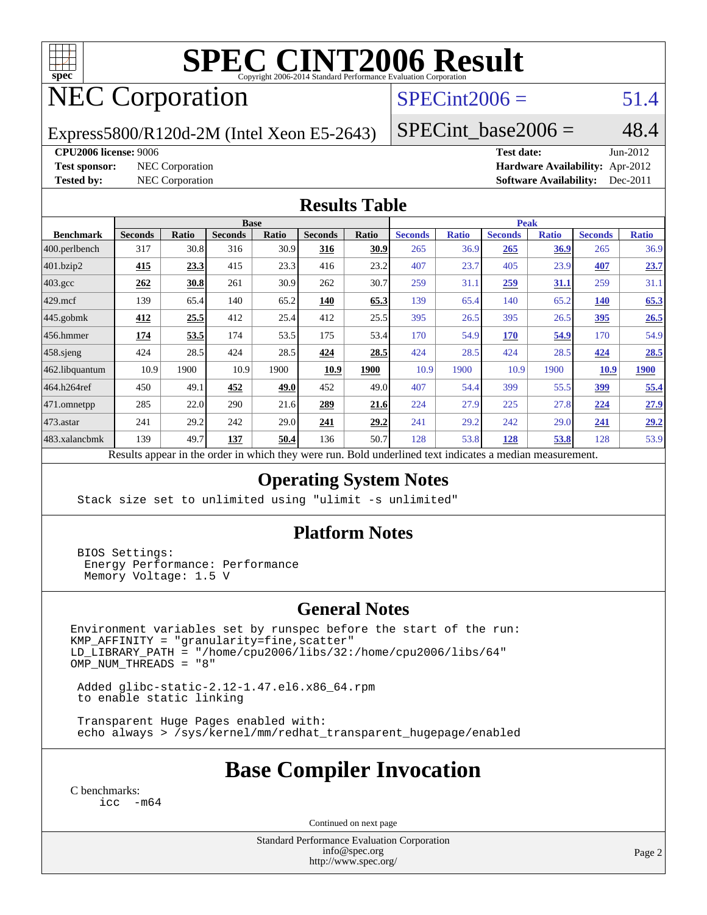# SPEC CINT2006 Result

Copyright 2006-2014 Standard Performance Evaluation Corporation

# NEC Corporation

Express5800/R120d-2M (Intel Xeon E5-2643)

SPECint2006 = 51.4

SPECint_base2006 = 48.4

**CPU2006 license:** 9006
**Test sponsor:** NEC Corporation
**Tested by:** NEC Corporation

**Test date:** Jun-2012
**Hardware Availability:** Apr-2012
**Software Availability:** Dec-2011

## Results Table

| Benchmark | Base | | | | | | Peak | | | | | |
|---|---|---|---|---|---|---|---|---|---|---|---|---|
| | Seconds | Ratio | Seconds | Ratio | Seconds | Ratio | Seconds | Ratio | Seconds | Ratio | Seconds | Ratio |
| 400.perlbench | 317 | 30.8 | 316 | 30.9 | **316** | **30.9** | 265 | 36.9 | **265** | **36.9** | 265 | 36.9 |
| 401.bzip2 | **415** | **23.3** | 415 | 23.3 | 416 | 23.2 | 407 | 23.7 | 405 | 23.9 | **407** | **23.7** |
| 403.gcc | **262** | **30.8** | 261 | 30.9 | 262 | 30.7 | 259 | 31.1 | **259** | **31.1** | 259 | 31.1 |
| 429.mcf | 139 | 65.4 | 140 | 65.2 | **140** | **65.3** | 139 | 65.4 | 140 | 65.2 | **140** | **65.3** |
| 445.gobmk | **412** | **25.5** | 412 | 25.4 | 412 | 25.5 | 395 | 26.5 | 395 | 26.5 | **395** | **26.5** |
| 456.hmmer | **174** | **53.5** | 174 | 53.5 | 175 | 53.4 | 170 | 54.9 | **170** | **54.9** | 170 | 54.9 |
| 458.sjeng | 424 | 28.5 | 424 | 28.5 | **424** | **28.5** | 424 | 28.5 | 424 | 28.5 | **424** | **28.5** |
| 462.libquantum | 10.9 | 1900 | 10.9 | 1900 | **10.9** | **1900** | 10.9 | 1900 | 10.9 | 1900 | **10.9** | **1900** |
| 464.h264ref | 450 | 49.1 | **452** | **49.0** | 452 | 49.0 | 407 | 54.4 | 399 | 55.5 | **399** | **55.4** |
| 471.omnetpp | 285 | 22.0 | 290 | 21.6 | **289** | **21.6** | 224 | 27.9 | 225 | 27.8 | **224** | **27.9** |
| 473.astar | 241 | 29.2 | 242 | 29.0 | **241** | **29.2** | 241 | 29.2 | 242 | 29.0 | **241** | **29.2** |
| 483.xalancbmk | 139 | 49.7 | **137** | **50.4** | 136 | 50.7 | 128 | 53.8 | **128** | **53.8** | 128 | 53.9 |

Results appear in the order in which they were run. Bold underlined text indicates a median measurement.

## Operating System Notes

```
Stack size set to unlimited using "ulimit -s unlimited"
```

## Platform Notes

```
BIOS Settings:
 Energy Performance: Performance
 Memory Voltage: 1.5 V
```

## General Notes

```
Environment variables set by runspec before the start of the run:
KMP_AFFINITY = "granularity=fine,scatter"
LD_LIBRARY_PATH = "/home/cpu2006/libs/32:/home/cpu2006/libs/64"
OMP_NUM_THREADS = "8"

 Added glibc-static-2.12-1.47.el6.x86_64.rpm
 to enable static linking

 Transparent Huge Pages enabled with:
 echo always > /sys/kernel/mm/redhat_transparent_hugepage/enabled
```

## Base Compiler Invocation

C benchmarks:
```
icc -m64
```

Continued on next page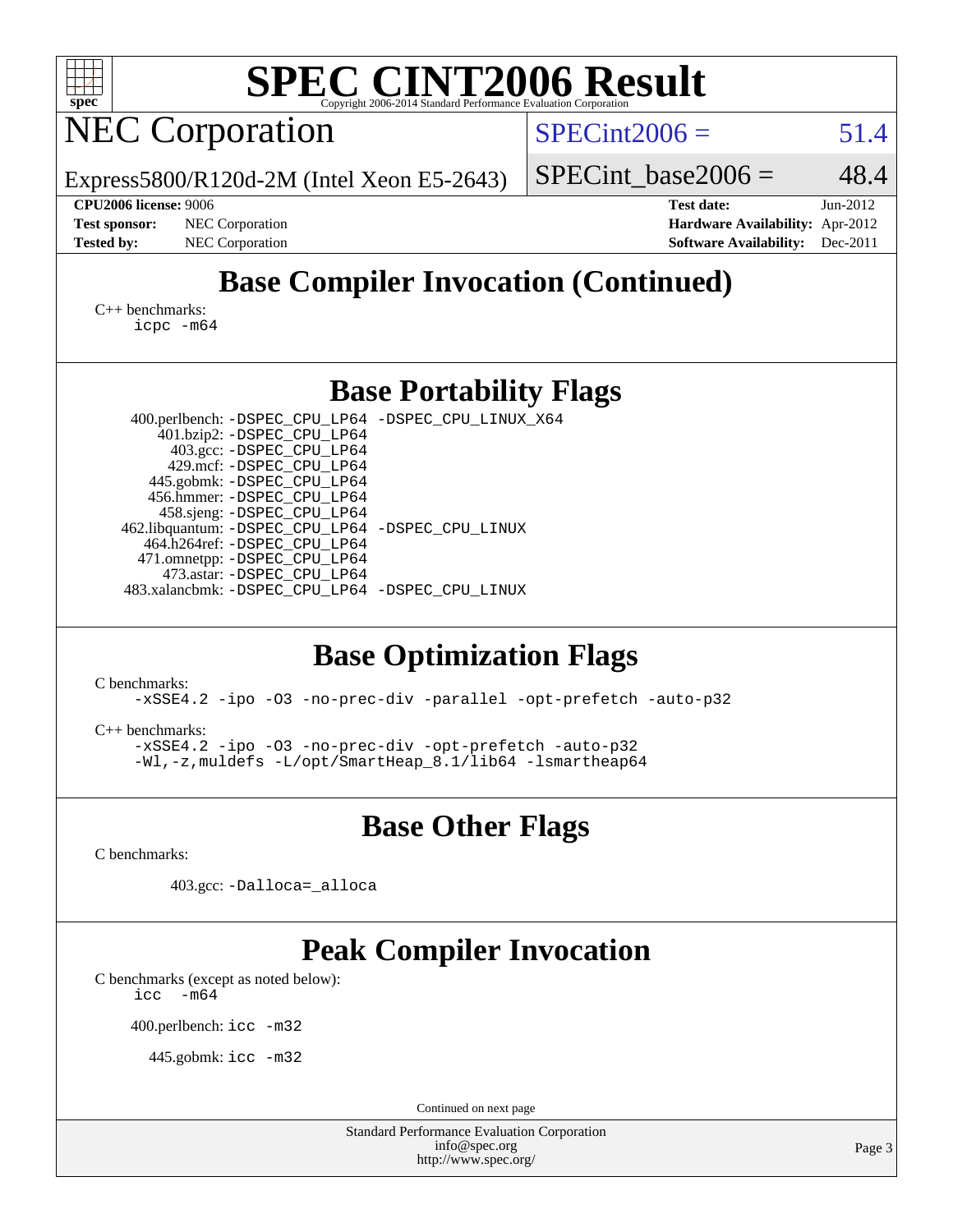# SPEC CINT2006 Result

## NEC Corporation

Express5800/R120d-2M (Intel Xeon E5-2643)

SPECint2006 = 51.4

SPECint_base2006 = 48.4

**CPU2006 license:** 9006
**Test sponsor:** NEC Corporation
**Tested by:** NEC Corporation

**Test date:** Jun-2012
**Hardware Availability:** Apr-2012
**Software Availability:** Dec-2011

## Base Compiler Invocation (Continued)

C++ benchmarks:
```
icpc -m64
```

## Base Portability Flags

400.perlbench: `-DSPEC_CPU_LP64 -DSPEC_CPU_LINUX_X64`
401.bzip2: `-DSPEC_CPU_LP64`
403.gcc: `-DSPEC_CPU_LP64`
429.mcf: `-DSPEC_CPU_LP64`
445.gobmk: `-DSPEC_CPU_LP64`
456.hmmer: `-DSPEC_CPU_LP64`
458.sjeng: `-DSPEC_CPU_LP64`
462.libquantum: `-DSPEC_CPU_LP64 -DSPEC_CPU_LINUX`
464.h264ref: `-DSPEC_CPU_LP64`
471.omnetpp: `-DSPEC_CPU_LP64`
473.astar: `-DSPEC_CPU_LP64`
483.xalancbmk: `-DSPEC_CPU_LP64 -DSPEC_CPU_LINUX`

## Base Optimization Flags

C benchmarks:
```
-xSSE4.2 -ipo -O3 -no-prec-div -parallel -opt-prefetch -auto-p32
```

C++ benchmarks:
```
-xSSE4.2 -ipo -O3 -no-prec-div -opt-prefetch -auto-p32
-Wl,-z,muldefs -L/opt/SmartHeap_8.1/lib64 -lsmartheap64
```

## Base Other Flags

C benchmarks:

403.gcc: `-Dalloca=_alloca`

## Peak Compiler Invocation

C benchmarks (except as noted below):
```
icc -m64
```

400.perlbench: `icc -m32`

445.gobmk: `icc -m32`

Continued on next page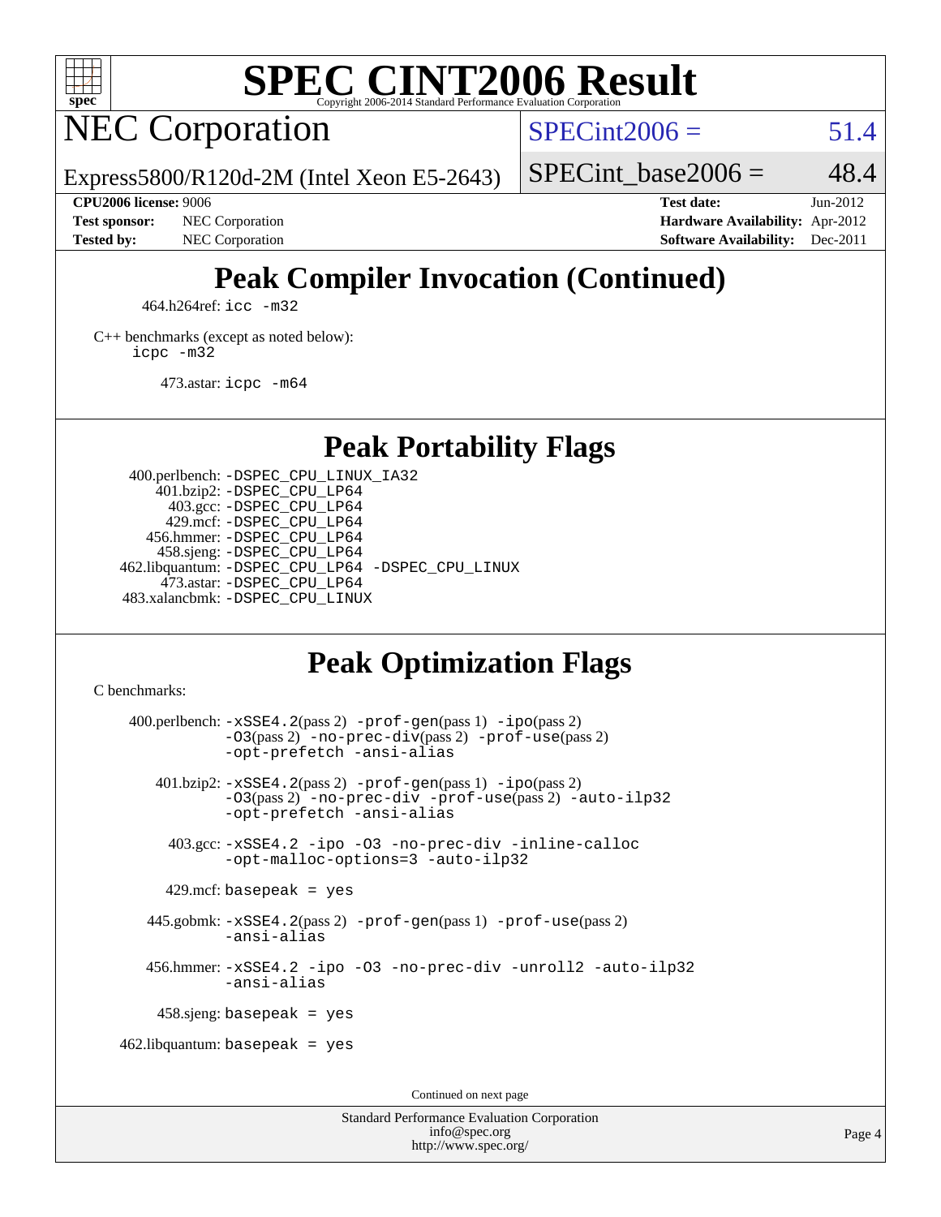# SPEC CINT2006 Result

## NEC Corporation

Express5800/R120d-2M (Intel Xeon E5-2643)

SPECint2006 = 51.4

SPECint_base2006 = 48.4

**CPU2006 license:** 9006
**Test sponsor:** NEC Corporation
**Tested by:** NEC Corporation

**Test date:** Jun-2012
**Hardware Availability:** Apr-2012
**Software Availability:** Dec-2011

## Peak Compiler Invocation (Continued)

464.h264ref: `icc -m32`

C++ benchmarks (except as noted below):
`icpc -m32`

473.astar: `icpc -m64`

## Peak Portability Flags

400.perlbench: `-DSPEC_CPU_LINUX_IA32`
401.bzip2: `-DSPEC_CPU_LP64`
403.gcc: `-DSPEC_CPU_LP64`
429.mcf: `-DSPEC_CPU_LP64`
456.hmmer: `-DSPEC_CPU_LP64`
458.sjeng: `-DSPEC_CPU_LP64`
462.libquantum: `-DSPEC_CPU_LP64 -DSPEC_CPU_LINUX`
473.astar: `-DSPEC_CPU_LP64`
483.xalancbmk: `-DSPEC_CPU_LINUX`

## Peak Optimization Flags

C benchmarks:

400.perlbench: `-xSSE4.2`(pass 2) `-prof-gen`(pass 1) `-ipo`(pass 2) `-O3`(pass 2) `-no-prec-div`(pass 2) `-prof-use`(pass 2) `-opt-prefetch -ansi-alias`

401.bzip2: `-xSSE4.2`(pass 2) `-prof-gen`(pass 1) `-ipo`(pass 2) `-O3`(pass 2) `-no-prec-div -prof-use`(pass 2) `-auto-ilp32 -opt-prefetch -ansi-alias`

403.gcc: `-xSSE4.2 -ipo -O3 -no-prec-div -inline-calloc -opt-malloc-options=3 -auto-ilp32`

429.mcf: `basepeak = yes`

445.gobmk: `-xSSE4.2`(pass 2) `-prof-gen`(pass 1) `-prof-use`(pass 2) `-ansi-alias`

456.hmmer: `-xSSE4.2 -ipo -O3 -no-prec-div -unroll2 -auto-ilp32 -ansi-alias`

458.sjeng: `basepeak = yes`

462.libquantum: `basepeak = yes`

Continued on next page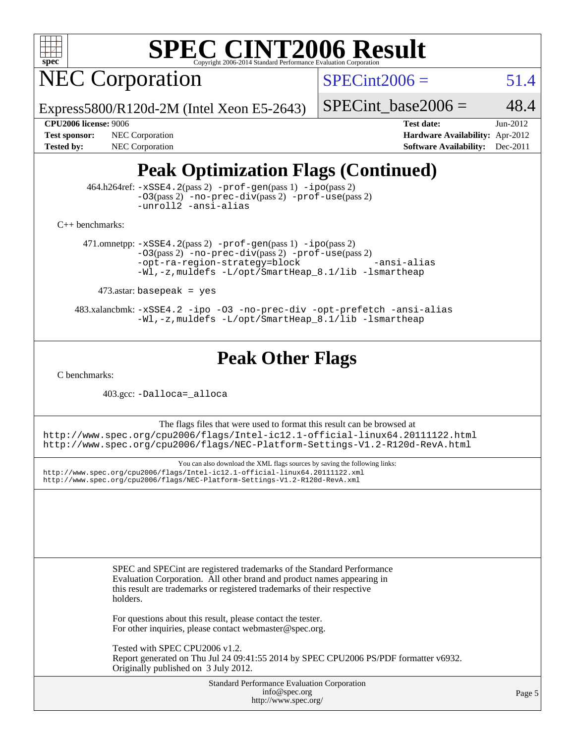## Peak Optimization Flags (Continued)

464.h264ref: -xSSE4.2(pass 2) -prof-gen(pass 1) -ipo(pass 2) -O3(pass 2) -no-prec-div(pass 2) -prof-use(pass 2) -unroll2 -ansi-alias

C++ benchmarks:

471.omnetpp: -xSSE4.2(pass 2) -prof-gen(pass 1) -ipo(pass 2) -O3(pass 2) -no-prec-div(pass 2) -prof-use(pass 2) -opt-ra-region-strategy=block -ansi-alias -Wl,-z,muldefs -L/opt/SmartHeap_8.1/lib -lsmartheap

473.astar: basepeak = yes

483.xalancbmk: -xSSE4.2 -ipo -O3 -no-prec-div -opt-prefetch -ansi-alias -Wl,-z,muldefs -L/opt/SmartHeap_8.1/lib -lsmartheap

## Peak Other Flags

C benchmarks:

403.gcc: -Dalloca=_alloca

The flags files that were used to format this result can be browsed at
http://www.spec.org/cpu2006/flags/Intel-ic12.1-official-linux64.20111122.html
http://www.spec.org/cpu2006/flags/NEC-Platform-Settings-V1.2-R120d-RevA.html

You can also download the XML flags sources by saving the following links:
http://www.spec.org/cpu2006/flags/Intel-ic12.1-official-linux64.20111122.xml
http://www.spec.org/cpu2006/flags/NEC-Platform-Settings-V1.2-R120d-RevA.xml

SPEC and SPECint are registered trademarks of the Standard Performance Evaluation Corporation. All other brand and product names appearing in this result are trademarks or registered trademarks of their respective holders.

For questions about this result, please contact the tester.
For other inquiries, please contact webmaster@spec.org.

Tested with SPEC CPU2006 v1.2.
Report generated on Thu Jul 24 09:41:55 2014 by SPEC CPU2006 PS/PDF formatter v6932.
Originally published on 3 July 2012.